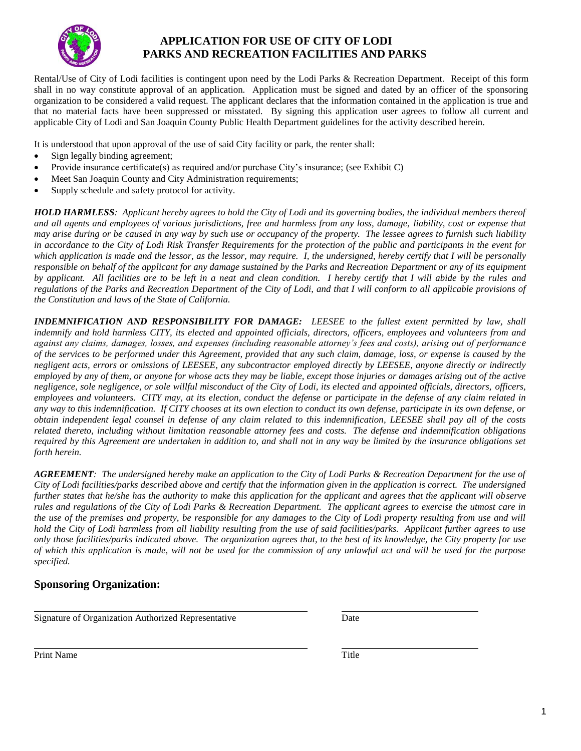# APPLICATION FOR USE OF CITY OF LODI PARKS AND RECREATION FACILITIES AND PARKS

Rental/Use of City of Lodi facilities is contingent upon need by the Lodi Parks & Recreation Department. Receipt of this form shall in no way constitute approval of an application. Application must be signed and dated by an officer of the sponsoring organization to be considered a valid request. The applicant declares that the information contained in the application is true and that no material facts have been suppressed or misstated. By signing this application user agrees to follow all current and applicable City of Lodi and San Joaquin County Public Health Department guidelines for the activity described herein.

It is understood that upon approval of the use of said City facility or park, the renter shall:

- Sign legally binding agreement;
- Provide insurance certificate(s) as required and/or purchase City's insurance; (see Exhibit C)
- Meet San Joaquin County and City Administration requirements;
- Supply schedule and safety protocol for activity.

***HOLD HARMLESS****: Applicant hereby agrees to hold the City of Lodi and its governing bodies, the individual members thereof and all agents and employees of various jurisdictions, free and harmless from any loss, damage, liability, cost or expense that may arise during or be caused in any way by such use or occupancy of the property. The lessee agrees to furnish such liability in accordance to the City of Lodi Risk Transfer Requirements for the protection of the public and participants in the event for which application is made and the lessor, as the lessor, may require. I, the undersigned, hereby certify that I will be personally responsible on behalf of the applicant for any damage sustained by the Parks and Recreation Department or any of its equipment by applicant. All facilities are to be left in a neat and clean condition. I hereby certify that I will abide by the rules and regulations of the Parks and Recreation Department of the City of Lodi, and that I will conform to all applicable provisions of the Constitution and laws of the State of California.*

***INDEMNIFICATION AND RESPONSIBILITY FOR DAMAGE:*** *LEESEE to the fullest extent permitted by law, shall indemnify and hold harmless CITY, its elected and appointed officials, directors, officers, employees and volunteers from and against any claims, damages, losses, and expenses (including reasonable attorney's fees and costs), arising out of performance of the services to be performed under this Agreement, provided that any such claim, damage, loss, or expense is caused by the negligent acts, errors or omissions of LEESEE, any subcontractor employed directly by LEESEE, anyone directly or indirectly employed by any of them, or anyone for whose acts they may be liable, except those injuries or damages arising out of the active negligence, sole negligence, or sole willful misconduct of the City of Lodi, its elected and appointed officials, directors, officers, employees and volunteers. CITY may, at its election, conduct the defense or participate in the defense of any claim related in any way to this indemnification. If CITY chooses at its own election to conduct its own defense, participate in its own defense, or obtain independent legal counsel in defense of any claim related to this indemnification, LEESEE shall pay all of the costs related thereto, including without limitation reasonable attorney fees and costs. The defense and indemnification obligations required by this Agreement are undertaken in addition to, and shall not in any way be limited by the insurance obligations set forth herein.*

***AGREEMENT****: The undersigned hereby make an application to the City of Lodi Parks & Recreation Department for the use of City of Lodi facilities/parks described above and certify that the information given in the application is correct. The undersigned further states that he/she has the authority to make this application for the applicant and agrees that the applicant will observe rules and regulations of the City of Lodi Parks & Recreation Department. The applicant agrees to exercise the utmost care in the use of the premises and property, be responsible for any damages to the City of Lodi property resulting from use and will hold the City of Lodi harmless from all liability resulting from the use of said facilities/parks. Applicant further agrees to use only those facilities/parks indicated above. The organization agrees that, to the best of its knowledge, the City property for use of which this application is made, will not be used for the commission of any unlawful act and will be used for the purpose specified.*

## Sponsoring Organization:

\_\_\_\_\_\_\_\_\_\_\_\_\_\_\_\_\_\_\_\_\_\_\_\_\_\_\_\_\_\_\_\_\_\_\_\_\_\_\_\_ \_\_\_\_\_\_\_\_\_\_\_\_\_\_\_\_\_\_\_\_
Signature of Organization Authorized Representative Date

\_\_\_\_\_\_\_\_\_\_\_\_\_\_\_\_\_\_\_\_\_\_\_\_\_\_\_\_\_\_\_\_\_\_\_\_\_\_\_\_ \_\_\_\_\_\_\_\_\_\_\_\_\_\_\_\_\_\_\_\_
Print Name Title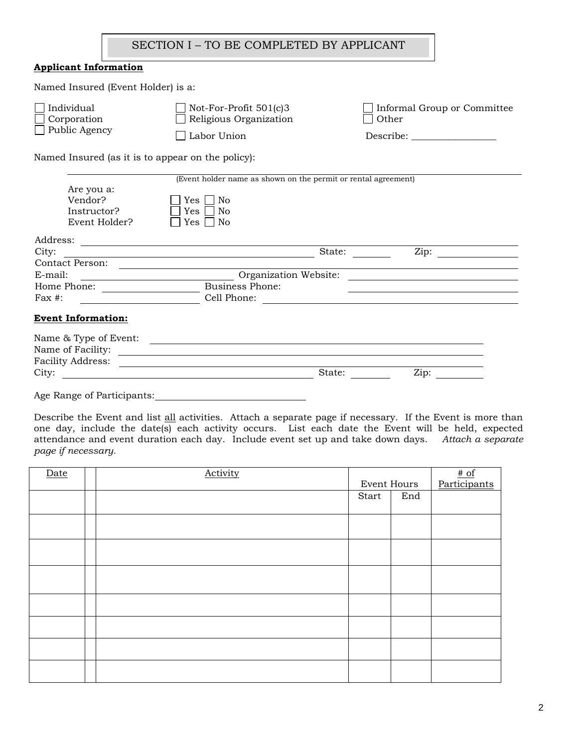## SECTION I – TO BE COMPLETED BY APPLICANT

**Applicant Information**

Named Insured (Event Holder) is a:

☐ Individual
☐ Corporation
☐ Public Agency
☐ Not-For-Profit 501(c)3
☐ Religious Organization
☐ Labor Union
☐ Informal Group or Committee
☐ Other

Describe: _________________

Named Insured (as it is to appear on the policy):

______________________________________________________________________
(Event holder name as shown on the permit or rental agreement)

Are you a:
Vendor? ☐ Yes ☐ No
Instructor? ☐ Yes ☐ No
Event Holder? ☐ Yes ☐ No

Address: ______________________________________________________________

City: ________________________________ State: ________ Zip: ______________

Contact Person: ________________________________________________________

E-mail: ____________________ Organization Website: ______________________

Home Phone: ________________ Business Phone: ____________________________

Fax #: _____________________ Cell Phone: ________________________________

**Event Information:**

Name & Type of Event: __________________________________________________

Name of Facility: ______________________________________________________

Facility Address: ______________________________________________________

City: ________________________________ State: ________ Zip: ______________

Age Range of Participants: ______________________________

Describe the Event and list <u>all</u> activities. Attach a separate page if necessary. If the Event is more than one day, include the date(s) each activity occurs. List each date the Event will be held, expected attendance and event duration each day. Include event set up and take down days. *Attach a separate page if necessary.*

| Date | | Activity | Event Hours | | # of Participants |
|---|---|---|---|---|---|
| | | | Start | End | |
| | | | | | |
| | | | | | |
| | | | | | |
| | | | | | |
| | | | | | |
| | | | | | |
| | | | | | |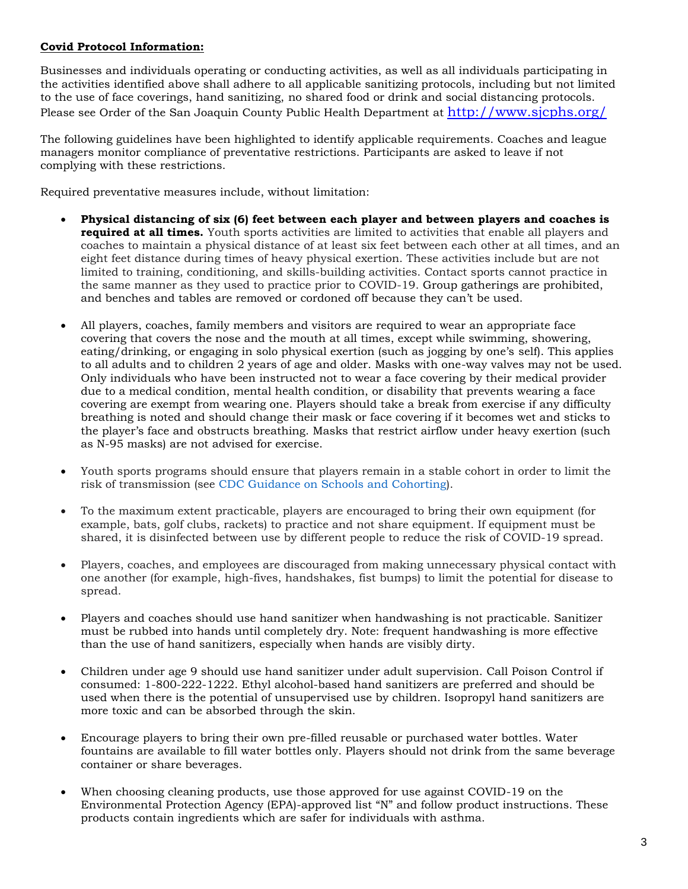**Covid Protocol Information:**

Businesses and individuals operating or conducting activities, as well as all individuals participating in the activities identified above shall adhere to all applicable sanitizing protocols, including but not limited to the use of face coverings, hand sanitizing, no shared food or drink and social distancing protocols. Please see Order of the San Joaquin County Public Health Department at http://www.sjcphs.org/

The following guidelines have been highlighted to identify applicable requirements. Coaches and league managers monitor compliance of preventative restrictions. Participants are asked to leave if not complying with these restrictions.

Required preventative measures include, without limitation:

- **Physical distancing of six (6) feet between each player and between players and coaches is required at all times.** Youth sports activities are limited to activities that enable all players and coaches to maintain a physical distance of at least six feet between each other at all times, and an eight feet distance during times of heavy physical exertion. These activities include but are not limited to training, conditioning, and skills-building activities. Contact sports cannot practice in the same manner as they used to practice prior to COVID-19. Group gatherings are prohibited, and benches and tables are removed or cordoned off because they can't be used.

- All players, coaches, family members and visitors are required to wear an appropriate face covering that covers the nose and the mouth at all times, except while swimming, showering, eating/drinking, or engaging in solo physical exertion (such as jogging by one's self). This applies to all adults and to children 2 years of age and older. Masks with one-way valves may not be used. Only individuals who have been instructed not to wear a face covering by their medical provider due to a medical condition, mental health condition, or disability that prevents wearing a face covering are exempt from wearing one. Players should take a break from exercise if any difficulty breathing is noted and should change their mask or face covering if it becomes wet and sticks to the player's face and obstructs breathing. Masks that restrict airflow under heavy exertion (such as N-95 masks) are not advised for exercise.

- Youth sports programs should ensure that players remain in a stable cohort in order to limit the risk of transmission (see CDC Guidance on Schools and Cohorting).

- To the maximum extent practicable, players are encouraged to bring their own equipment (for example, bats, golf clubs, rackets) to practice and not share equipment. If equipment must be shared, it is disinfected between use by different people to reduce the risk of COVID-19 spread.

- Players, coaches, and employees are discouraged from making unnecessary physical contact with one another (for example, high-fives, handshakes, fist bumps) to limit the potential for disease to spread.

- Players and coaches should use hand sanitizer when handwashing is not practicable. Sanitizer must be rubbed into hands until completely dry. Note: frequent handwashing is more effective than the use of hand sanitizers, especially when hands are visibly dirty.

- Children under age 9 should use hand sanitizer under adult supervision. Call Poison Control if consumed: 1-800-222-1222. Ethyl alcohol-based hand sanitizers are preferred and should be used when there is the potential of unsupervised use by children. Isopropyl hand sanitizers are more toxic and can be absorbed through the skin.

- Encourage players to bring their own pre-filled reusable or purchased water bottles. Water fountains are available to fill water bottles only. Players should not drink from the same beverage container or share beverages.

- When choosing cleaning products, use those approved for use against COVID-19 on the Environmental Protection Agency (EPA)-approved list "N" and follow product instructions. These products contain ingredients which are safer for individuals with asthma.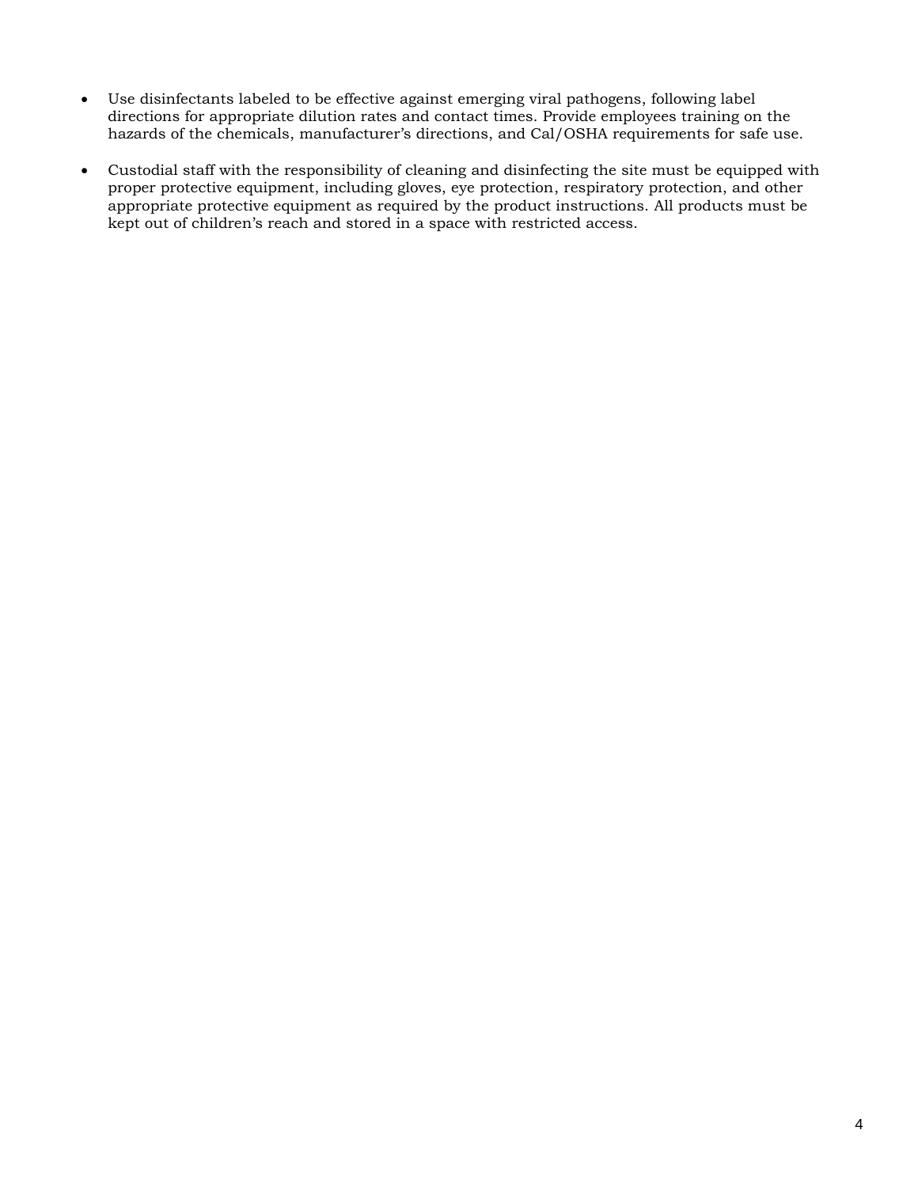- Use disinfectants labeled to be effective against emerging viral pathogens, following label directions for appropriate dilution rates and contact times. Provide employees training on the hazards of the chemicals, manufacturer's directions, and Cal/OSHA requirements for safe use.

- Custodial staff with the responsibility of cleaning and disinfecting the site must be equipped with proper protective equipment, including gloves, eye protection, respiratory protection, and other appropriate protective equipment as required by the product instructions. All products must be kept out of children's reach and stored in a space with restricted access.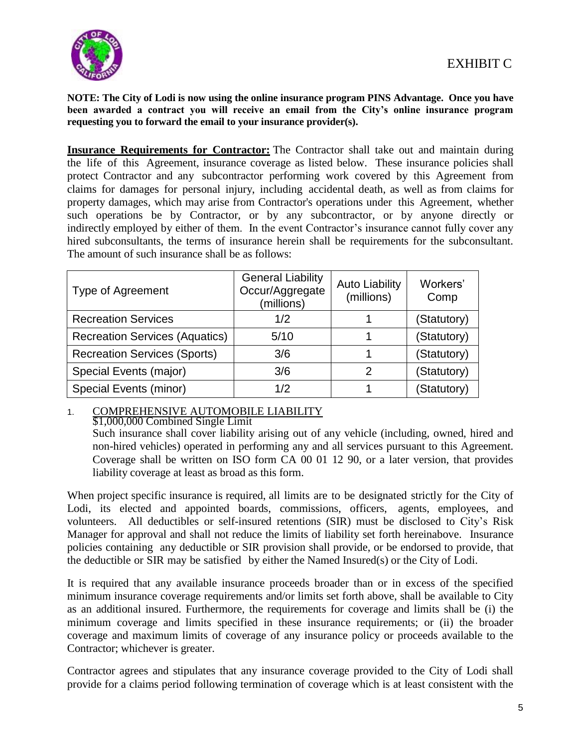# EXHIBIT C

**NOTE: The City of Lodi is now using the online insurance program PINS Advantage. Once you have been awarded a contract you will receive an email from the City's online insurance program requesting you to forward the email to your insurance provider(s).**

**Insurance Requirements for Contractor:** The Contractor shall take out and maintain during the life of this Agreement, insurance coverage as listed below. These insurance policies shall protect Contractor and any subcontractor performing work covered by this Agreement from claims for damages for personal injury, including accidental death, as well as from claims for property damages, which may arise from Contractor's operations under this Agreement, whether such operations be by Contractor, or by any subcontractor, or by anyone directly or indirectly employed by either of them. In the event Contractor's insurance cannot fully cover any hired subconsultants, the terms of insurance herein shall be requirements for the subconsultant. The amount of such insurance shall be as follows:

| Type of Agreement | General Liability Occur/Aggregate (millions) | Auto Liability (millions) | Workers' Comp |
|---|---|---|---|
| Recreation Services | 1/2 | 1 | (Statutory) |
| Recreation Services (Aquatics) | 5/10 | 1 | (Statutory) |
| Recreation Services (Sports) | 3/6 | 1 | (Statutory) |
| Special Events (major) | 3/6 | 2 | (Statutory) |
| Special Events (minor) | 1/2 | 1 | (Statutory) |

1. COMPREHENSIVE AUTOMOBILE LIABILITY
   $1,000,000 Combined Single Limit
   Such insurance shall cover liability arising out of any vehicle (including, owned, hired and non-hired vehicles) operated in performing any and all services pursuant to this Agreement. Coverage shall be written on ISO form CA 00 01 12 90, or a later version, that provides liability coverage at least as broad as this form.

When project specific insurance is required, all limits are to be designated strictly for the City of Lodi, its elected and appointed boards, commissions, officers, agents, employees, and volunteers. All deductibles or self-insured retentions (SIR) must be disclosed to City's Risk Manager for approval and shall not reduce the limits of liability set forth hereinabove. Insurance policies containing any deductible or SIR provision shall provide, or be endorsed to provide, that the deductible or SIR may be satisfied by either the Named Insured(s) or the City of Lodi.

It is required that any available insurance proceeds broader than or in excess of the specified minimum insurance coverage requirements and/or limits set forth above, shall be available to City as an additional insured. Furthermore, the requirements for coverage and limits shall be (i) the minimum coverage and limits specified in these insurance requirements; or (ii) the broader coverage and maximum limits of coverage of any insurance policy or proceeds available to the Contractor; whichever is greater.

Contractor agrees and stipulates that any insurance coverage provided to the City of Lodi shall provide for a claims period following termination of coverage which is at least consistent with the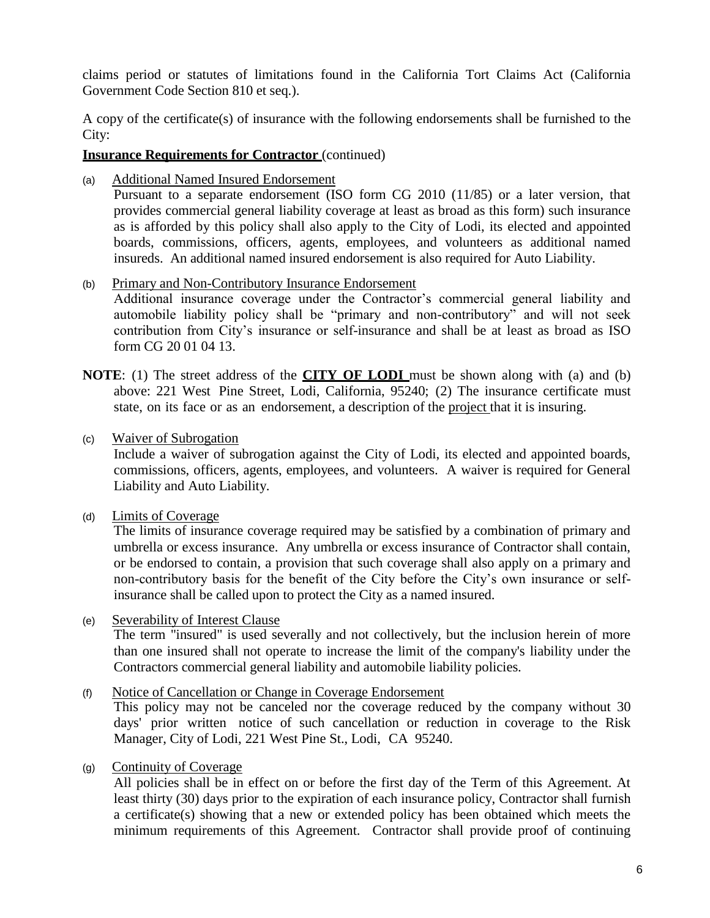claims period or statutes of limitations found in the California Tort Claims Act (California Government Code Section 810 et seq.).

A copy of the certificate(s) of insurance with the following endorsements shall be furnished to the City:

**Insurance Requirements for Contractor** (continued)

(a) Additional Named Insured Endorsement
Pursuant to a separate endorsement (ISO form CG 2010 (11/85) or a later version, that provides commercial general liability coverage at least as broad as this form) such insurance as is afforded by this policy shall also apply to the City of Lodi, its elected and appointed boards, commissions, officers, agents, employees, and volunteers as additional named insureds. An additional named insured endorsement is also required for Auto Liability.

(b) Primary and Non-Contributory Insurance Endorsement
Additional insurance coverage under the Contractor's commercial general liability and automobile liability policy shall be "primary and non-contributory" and will not seek contribution from City's insurance or self-insurance and shall be at least as broad as ISO form CG 20 01 04 13.

**NOTE**: (1) The street address of the **CITY OF LODI** must be shown along with (a) and (b) above: 221 West Pine Street, Lodi, California, 95240; (2) The insurance certificate must state, on its face or as an endorsement, a description of the project that it is insuring.

(c) Waiver of Subrogation
Include a waiver of subrogation against the City of Lodi, its elected and appointed boards, commissions, officers, agents, employees, and volunteers. A waiver is required for General Liability and Auto Liability.

(d) Limits of Coverage
The limits of insurance coverage required may be satisfied by a combination of primary and umbrella or excess insurance. Any umbrella or excess insurance of Contractor shall contain, or be endorsed to contain, a provision that such coverage shall also apply on a primary and non-contributory basis for the benefit of the City before the City's own insurance or self-insurance shall be called upon to protect the City as a named insured.

(e) Severability of Interest Clause
The term "insured" is used severally and not collectively, but the inclusion herein of more than one insured shall not operate to increase the limit of the company's liability under the Contractors commercial general liability and automobile liability policies.

(f) Notice of Cancellation or Change in Coverage Endorsement
This policy may not be canceled nor the coverage reduced by the company without 30 days' prior written notice of such cancellation or reduction in coverage to the Risk Manager, City of Lodi, 221 West Pine St., Lodi, CA 95240.

(g) Continuity of Coverage
All policies shall be in effect on or before the first day of the Term of this Agreement. At least thirty (30) days prior to the expiration of each insurance policy, Contractor shall furnish a certificate(s) showing that a new or extended policy has been obtained which meets the minimum requirements of this Agreement. Contractor shall provide proof of continuing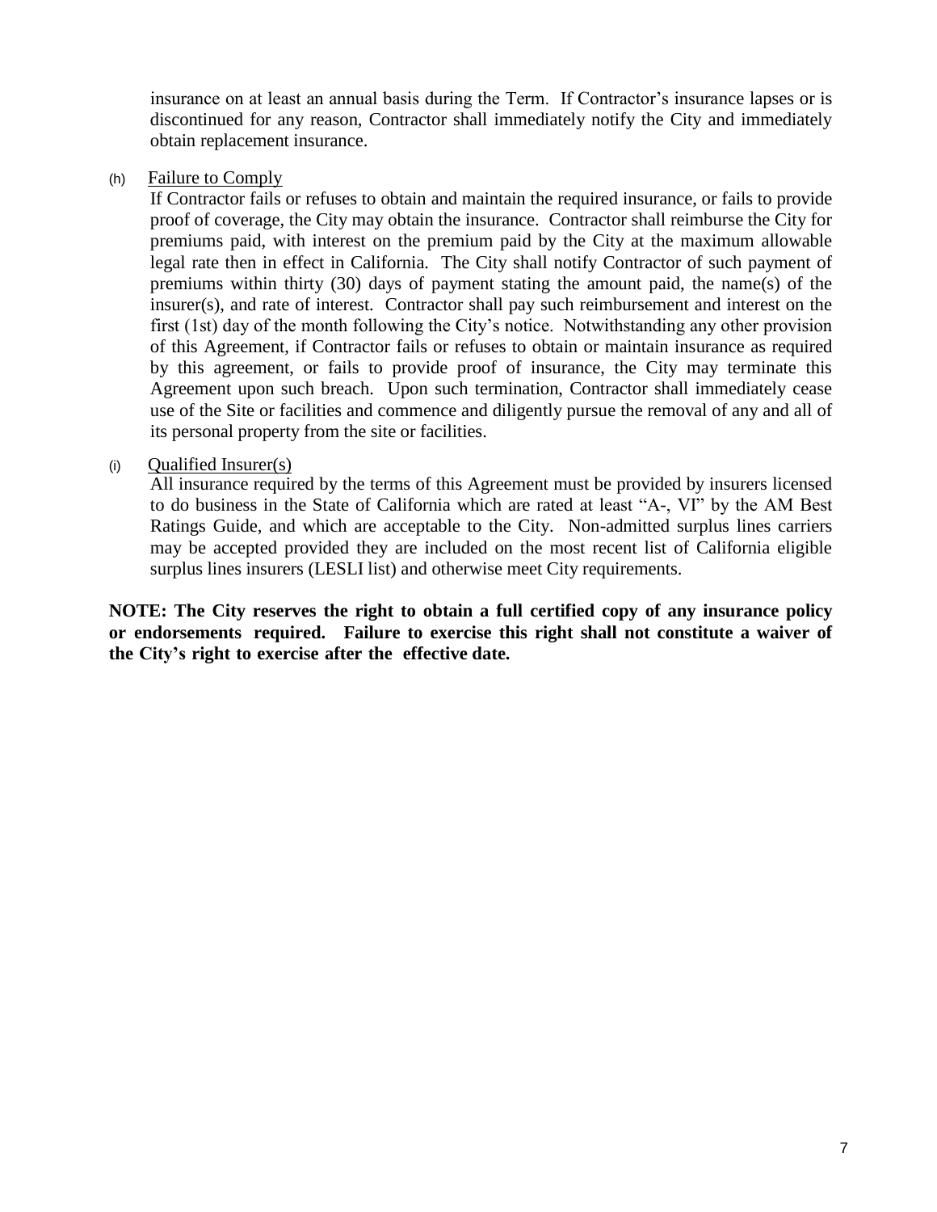insurance on at least an annual basis during the Term. If Contractor's insurance lapses or is discontinued for any reason, Contractor shall immediately notify the City and immediately obtain replacement insurance.

(h) Failure to Comply

If Contractor fails or refuses to obtain and maintain the required insurance, or fails to provide proof of coverage, the City may obtain the insurance. Contractor shall reimburse the City for premiums paid, with interest on the premium paid by the City at the maximum allowable legal rate then in effect in California. The City shall notify Contractor of such payment of premiums within thirty (30) days of payment stating the amount paid, the name(s) of the insurer(s), and rate of interest. Contractor shall pay such reimbursement and interest on the first (1st) day of the month following the City's notice. Notwithstanding any other provision of this Agreement, if Contractor fails or refuses to obtain or maintain insurance as required by this agreement, or fails to provide proof of insurance, the City may terminate this Agreement upon such breach. Upon such termination, Contractor shall immediately cease use of the Site or facilities and commence and diligently pursue the removal of any and all of its personal property from the site or facilities.

(i) Qualified Insurer(s)

All insurance required by the terms of this Agreement must be provided by insurers licensed to do business in the State of California which are rated at least "A-, VI" by the AM Best Ratings Guide, and which are acceptable to the City. Non-admitted surplus lines carriers may be accepted provided they are included on the most recent list of California eligible surplus lines insurers (LESLI list) and otherwise meet City requirements.

**NOTE: The City reserves the right to obtain a full certified copy of any insurance policy or endorsements required. Failure to exercise this right shall not constitute a waiver of the City's right to exercise after the effective date.**